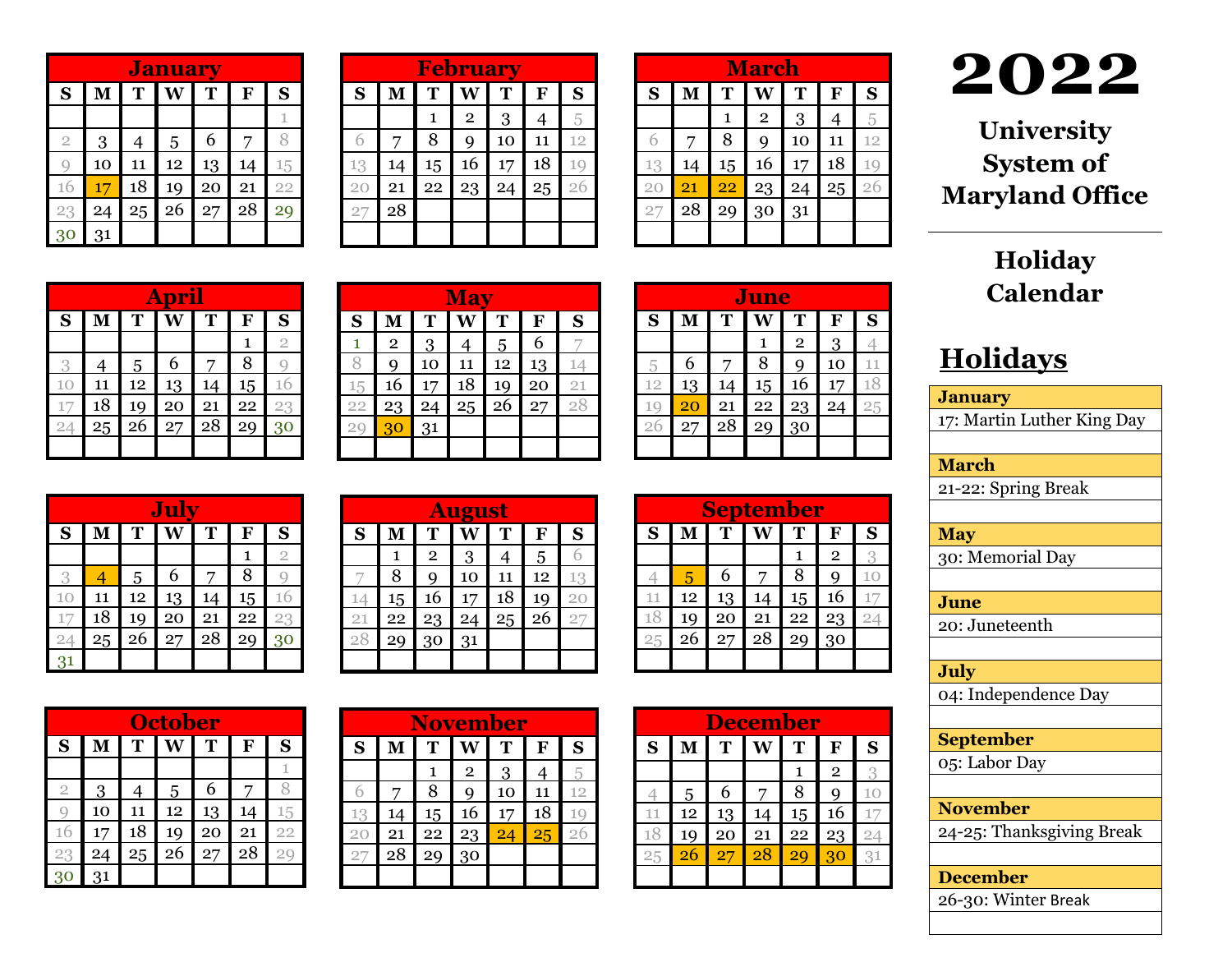# 2022

## University System of Maryland Office

## Holiday Calendar

### January

| S | M | T | W | T | F | S |
|---|---|---|---|---|---|---|
| | | | | | | 1 |
| 2 | 3 | 4 | 5 | 6 | 7 | 8 |
| 9 | 10 | 11 | 12 | 13 | 14 | 15 |
| 16 | 17 | 18 | 19 | 20 | 21 | 22 |
| 23 | 24 | 25 | 26 | 27 | 28 | 29 |
| 30 | 31 | | | | | |

### February

| S | M | T | W | T | F | S |
|---|---|---|---|---|---|---|
| | | 1 | 2 | 3 | 4 | 5 |
| 6 | 7 | 8 | 9 | 10 | 11 | 12 |
| 13 | 14 | 15 | 16 | 17 | 18 | 19 |
| 20 | 21 | 22 | 23 | 24 | 25 | 26 |
| 27 | 28 | | | | | |

### March

| S | M | T | W | T | F | S |
|---|---|---|---|---|---|---|
| | | 1 | 2 | 3 | 4 | 5 |
| 6 | 7 | 8 | 9 | 10 | 11 | 12 |
| 13 | 14 | 15 | 16 | 17 | 18 | 19 |
| 20 | 21 | 22 | 23 | 24 | 25 | 26 |
| 27 | 28 | 29 | 30 | 31 | | |

### April

| S | M | T | W | T | F | S |
|---|---|---|---|---|---|---|
| | | | | | 1 | 2 |
| 3 | 4 | 5 | 6 | 7 | 8 | 9 |
| 10 | 11 | 12 | 13 | 14 | 15 | 16 |
| 17 | 18 | 19 | 20 | 21 | 22 | 23 |
| 24 | 25 | 26 | 27 | 28 | 29 | 30 |

### May

| S | M | T | W | T | F | S |
|---|---|---|---|---|---|---|
| 1 | 2 | 3 | 4 | 5 | 6 | 7 |
| 8 | 9 | 10 | 11 | 12 | 13 | 14 |
| 15 | 16 | 17 | 18 | 19 | 20 | 21 |
| 22 | 23 | 24 | 25 | 26 | 27 | 28 |
| 29 | 30 | 31 | | | | |

### June

| S | M | T | W | T | F | S |
|---|---|---|---|---|---|---|
| | | | 1 | 2 | 3 | 4 |
| 5 | 6 | 7 | 8 | 9 | 10 | 11 |
| 12 | 13 | 14 | 15 | 16 | 17 | 18 |
| 19 | 20 | 21 | 22 | 23 | 24 | 25 |
| 26 | 27 | 28 | 29 | 30 | | |

### July

| S | M | T | W | T | F | S |
|---|---|---|---|---|---|---|
| | | | | | 1 | 2 |
| 3 | 4 | 5 | 6 | 7 | 8 | 9 |
| 10 | 11 | 12 | 13 | 14 | 15 | 16 |
| 17 | 18 | 19 | 20 | 21 | 22 | 23 |
| 24 | 25 | 26 | 27 | 28 | 29 | 30 |
| 31 | | | | | | |

### August

| S | M | T | W | T | F | S |
|---|---|---|---|---|---|---|
| | 1 | 2 | 3 | 4 | 5 | 6 |
| 7 | 8 | 9 | 10 | 11 | 12 | 13 |
| 14 | 15 | 16 | 17 | 18 | 19 | 20 |
| 21 | 22 | 23 | 24 | 25 | 26 | 27 |
| 28 | 29 | 30 | 31 | | | |

### September

| S | M | T | W | T | F | S |
|---|---|---|---|---|---|---|
| | | | | 1 | 2 | 3 |
| 4 | 5 | 6 | 7 | 8 | 9 | 10 |
| 11 | 12 | 13 | 14 | 15 | 16 | 17 |
| 18 | 19 | 20 | 21 | 22 | 23 | 24 |
| 25 | 26 | 27 | 28 | 29 | 30 | |

### October

| S | M | T | W | T | F | S |
|---|---|---|---|---|---|---|
| | | | | | | 1 |
| 2 | 3 | 4 | 5 | 6 | 7 | 8 |
| 9 | 10 | 11 | 12 | 13 | 14 | 15 |
| 16 | 17 | 18 | 19 | 20 | 21 | 22 |
| 23 | 24 | 25 | 26 | 27 | 28 | 29 |
| 30 | 31 | | | | | |

### November

| S | M | T | W | T | F | S |
|---|---|---|---|---|---|---|
| | | 1 | 2 | 3 | 4 | 5 |
| 6 | 7 | 8 | 9 | 10 | 11 | 12 |
| 13 | 14 | 15 | 16 | 17 | 18 | 19 |
| 20 | 21 | 22 | 23 | 24 | 25 | 26 |
| 27 | 28 | 29 | 30 | | | |

### December

| S | M | T | W | T | F | S |
|---|---|---|---|---|---|---|
| | | | | 1 | 2 | 3 |
| 4 | 5 | 6 | 7 | 8 | 9 | 10 |
| 11 | 12 | 13 | 14 | 15 | 16 | 17 |
| 18 | 19 | 20 | 21 | 22 | 23 | 24 |
| 25 | 26 | 27 | 28 | 29 | 30 | 31 |

## Holidays

**January**
17: Martin Luther King Day

**March**
21-22: Spring Break

**May**
30: Memorial Day

**June**
20: Juneteenth

**July**
04: Independence Day

**September**
05: Labor Day

**November**
24-25: Thanksgiving Break

**December**
26-30: Winter Break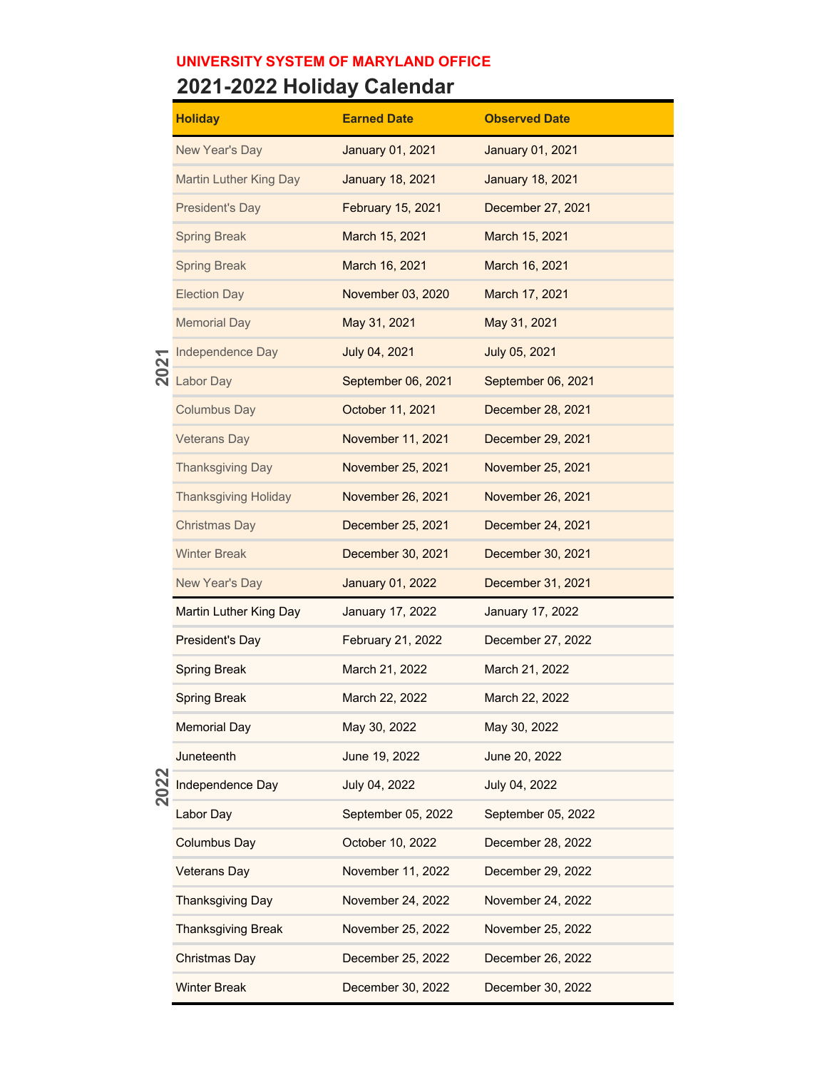UNIVERSITY SYSTEM OF MARYLAND OFFICE

# 2021-2022 Holiday Calendar

| | Holiday | Earned Date | Observed Date |
|---|---|---|---|
| 2021 | New Year's Day | January 01, 2021 | January 01, 2021 |
| | Martin Luther King Day | January 18, 2021 | January 18, 2021 |
| | President's Day | February 15, 2021 | December 27, 2021 |
| | Spring Break | March 15, 2021 | March 15, 2021 |
| | Spring Break | March 16, 2021 | March 16, 2021 |
| | Election Day | November 03, 2020 | March 17, 2021 |
| | Memorial Day | May 31, 2021 | May 31, 2021 |
| | Independence Day | July 04, 2021 | July 05, 2021 |
| | Labor Day | September 06, 2021 | September 06, 2021 |
| | Columbus Day | October 11, 2021 | December 28, 2021 |
| | Veterans Day | November 11, 2021 | December 29, 2021 |
| | Thanksgiving Day | November 25, 2021 | November 25, 2021 |
| | Thanksgiving Holiday | November 26, 2021 | November 26, 2021 |
| | Christmas Day | December 25, 2021 | December 24, 2021 |
| | Winter Break | December 30, 2021 | December 30, 2021 |
| | New Year's Day | January 01, 2022 | December 31, 2021 |
| 2022 | Martin Luther King Day | January 17, 2022 | January 17, 2022 |
| | President's Day | February 21, 2022 | December 27, 2022 |
| | Spring Break | March 21, 2022 | March 21, 2022 |
| | Spring Break | March 22, 2022 | March 22, 2022 |
| | Memorial Day | May 30, 2022 | May 30, 2022 |
| | Juneteenth | June 19, 2022 | June 20, 2022 |
| | Independence Day | July 04, 2022 | July 04, 2022 |
| | Labor Day | September 05, 2022 | September 05, 2022 |
| | Columbus Day | October 10, 2022 | December 28, 2022 |
| | Veterans Day | November 11, 2022 | December 29, 2022 |
| | Thanksgiving Day | November 24, 2022 | November 24, 2022 |
| | Thanksgiving Break | November 25, 2022 | November 25, 2022 |
| | Christmas Day | December 25, 2022 | December 26, 2022 |
| | Winter Break | December 30, 2022 | December 30, 2022 |